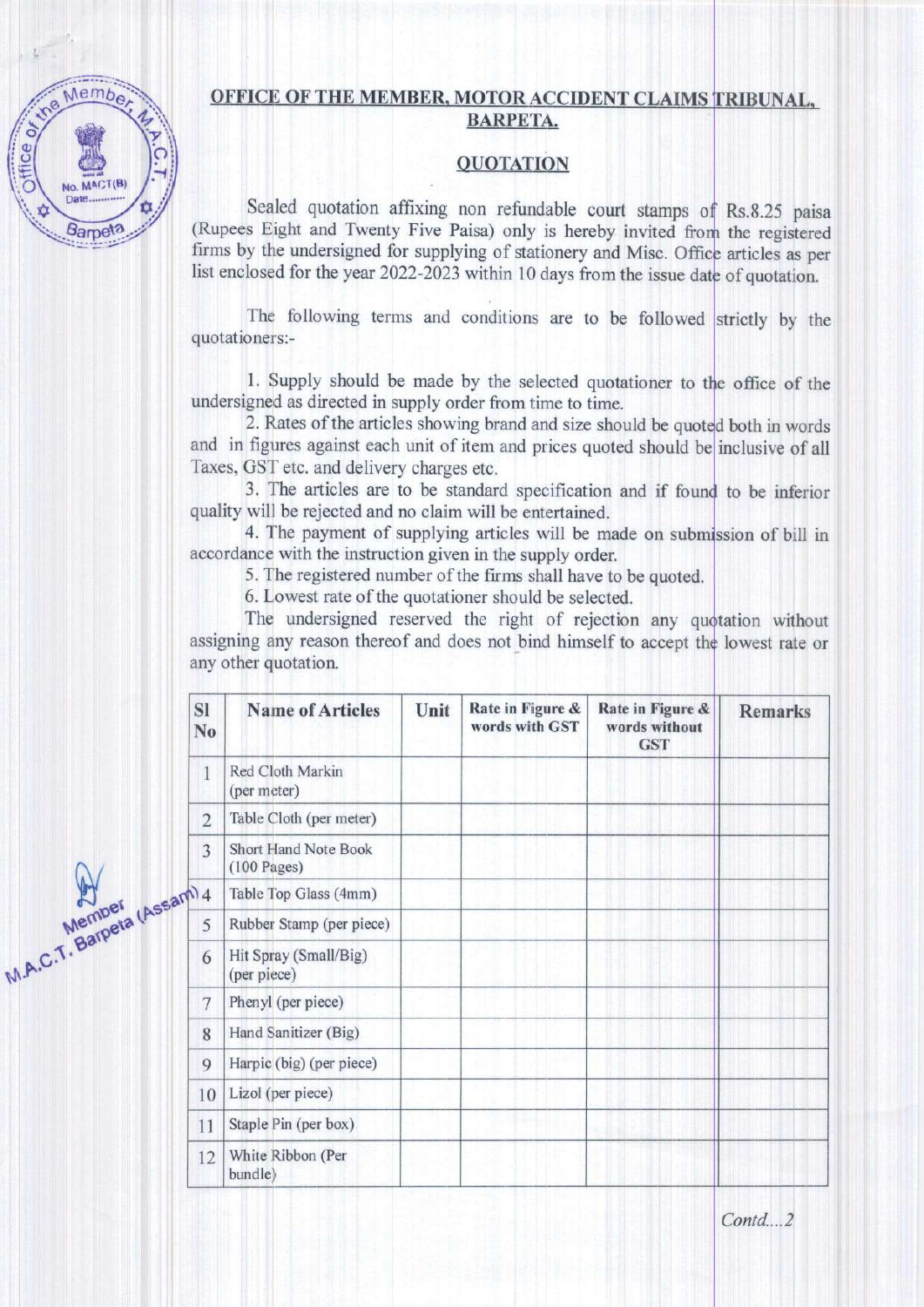## OFFICE OF THE MEMBER, MOTOR ACCIDENT CLAIMS TRIBUNAL, BARPETA.

### QUOTATION

Sealed quotation affixing non refundable court stamps of Rs.8.25 paisa (Rupees Eight and Twenty Five Paisa) only is hereby invited from the registered firms by the undersigned for supplying of stationery and Misc. Office articles as per list enclosed for the year 2022-2023 within 10 days from the issue date of quotation.

The following terms and conditions are to be followed strictly by the quotationers:-

1. Supply should be made by the selected quotationer to the office of the undersigned as directed in supply order from time to time.
2. Rates of the articles showing brand and size should be quoted both in words and in figures against each unit of item and prices quoted should be inclusive of all Taxes, GST etc. and delivery charges etc.
3. The articles are to be standard specification and if found to be inferior quality will be rejected and no claim will be entertained.
4. The payment of supplying articles will be made on submission of bill in accordance with the instruction given in the supply order.
5. The registered number of the firms shall have to be quoted.
6. Lowest rate of the quotationer should be selected.

The undersigned reserved the right of rejection any quotation without assigning any reason thereof and does not bind himself to accept the lowest rate or any other quotation.

| Sl No | Name of Articles | Unit | Rate in Figure & words with GST | Rate in Figure & words without GST | Remarks |
|---|---|---|---|---|---|
| 1 | Red Cloth Markin (per meter) | | | | |
| 2 | Table Cloth (per meter) | | | | |
| 3 | Short Hand Note Book (100 Pages) | | | | |
| 4 | Table Top Glass (4mm) | | | | |
| 5 | Rubber Stamp (per piece) | | | | |
| 6 | Hit Spray (Small/Big) (per piece) | | | | |
| 7 | Phenyl (per piece) | | | | |
| 8 | Hand Sanitizer (Big) | | | | |
| 9 | Harpic (big) (per piece) | | | | |
| 10 | Lizol (per piece) | | | | |
| 11 | Staple Pin (per box) | | | | |
| 12 | White Ribbon (Per bundle) | | | | |

Member
M.A.C.T. Barpeta (Assam)

*Contd....2*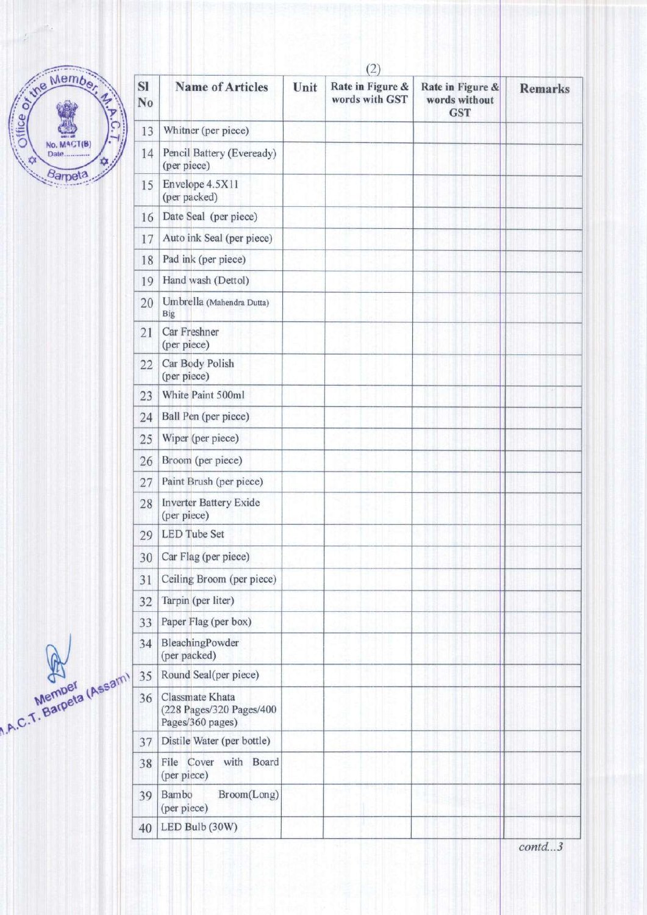| Sl No | Name of Articles | Unit | Rate in Figure & words with GST | Rate in Figure & words without GST | Remarks |
|---|---|---|---|---|---|
| 13 | Whitner (per piece) | | | | |
| 14 | Pencil Battery (Eveready) (per piece) | | | | |
| 15 | Envelope 4.5X11 (per packed) | | | | |
| 16 | Date Seal (per piece) | | | | |
| 17 | Auto ink Seal (per piece) | | | | |
| 18 | Pad ink (per piece) | | | | |
| 19 | Hand wash (Dettol) | | | | |
| 20 | Umbrella (Mahendra Dutta) Big | | | | |
| 21 | Car Freshner (per piece) | | | | |
| 22 | Car Body Polish (per piece) | | | | |
| 23 | White Paint 500ml | | | | |
| 24 | Ball Pen (per piece) | | | | |
| 25 | Wiper (per piece) | | | | |
| 26 | Broom (per piece) | | | | |
| 27 | Paint Brush (per piece) | | | | |
| 28 | Inverter Battery Exide (per piece) | | | | |
| 29 | LED Tube Set | | | | |
| 30 | Car Flag (per piece) | | | | |
| 31 | Ceiling Broom (per piece) | | | | |
| 32 | Tarpin (per liter) | | | | |
| 33 | Paper Flag (per box) | | | | |
| 34 | BleachingPowder (per packed) | | | | |
| 35 | Round Seal(per piece) | | | | |
| 36 | Classmate Khata (228 Pages/320 Pages/400 Pages/360 pages) | | | | |
| 37 | Distile Water (per bottle) | | | | |
| 38 | File Cover with Board (per piece) | | | | |
| 39 | Bambo Broom(Long) (per piece) | | | | |
| 40 | LED Bulb (30W) | | | | |

Member
M.A.C.T. Barpeta (Assam)

*contd...3*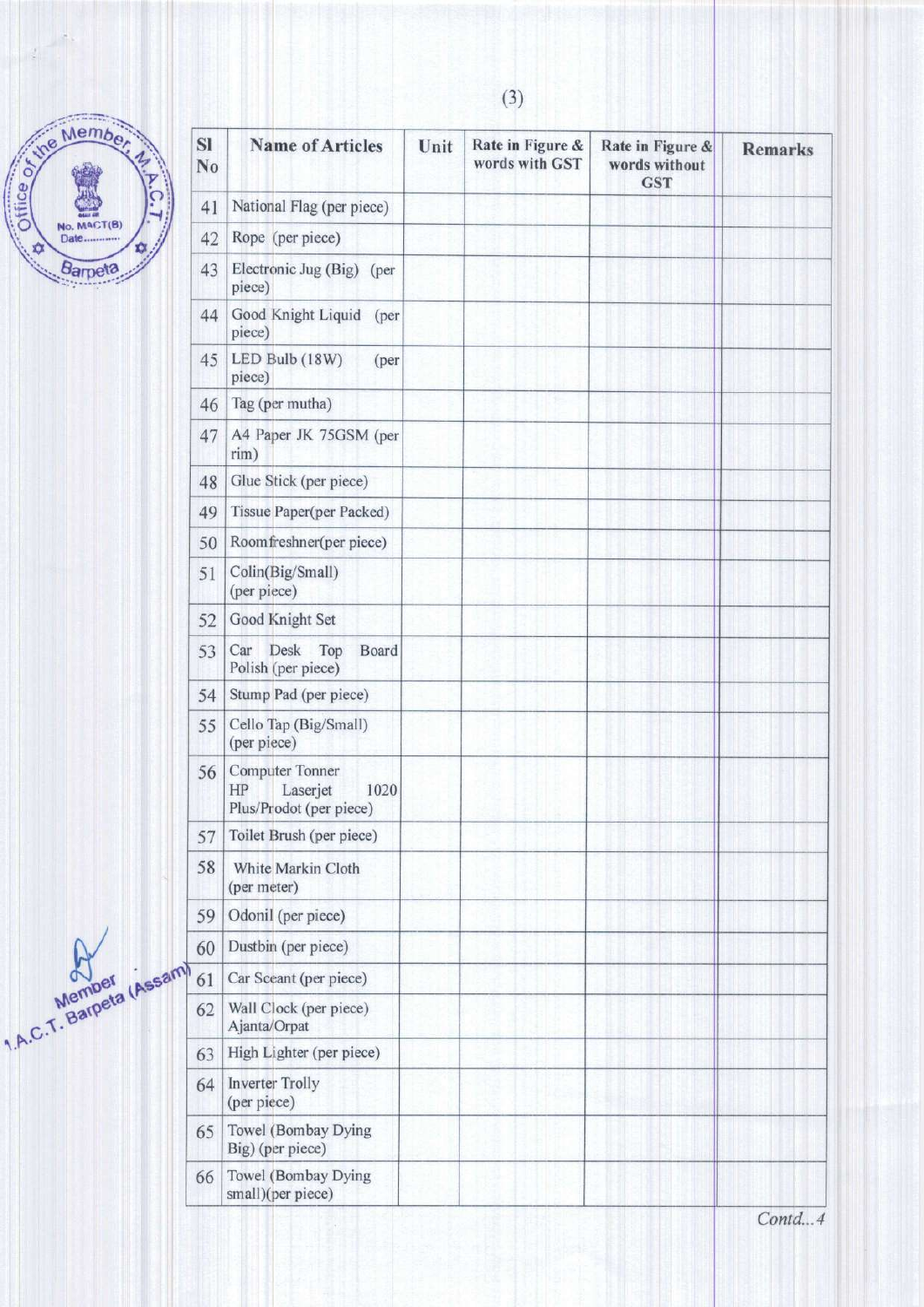| Sl No | Name of Articles | Unit | Rate in Figure & words with GST | Rate in Figure & words without GST | Remarks |
|---|---|---|---|---|---|
| 41 | National Flag (per piece) | | | | |
| 42 | Rope (per piece) | | | | |
| 43 | Electronic Jug (Big) (per piece) | | | | |
| 44 | Good Knight Liquid (per piece) | | | | |
| 45 | LED Bulb (18W) (per piece) | | | | |
| 46 | Tag (per mutha) | | | | |
| 47 | A4 Paper JK 75GSM (per rim) | | | | |
| 48 | Glue Stick (per piece) | | | | |
| 49 | Tissue Paper(per Packed) | | | | |
| 50 | Roomfreshner(per piece) | | | | |
| 51 | Colin(Big/Small) (per piece) | | | | |
| 52 | Good Knight Set | | | | |
| 53 | Car Desk Top Board Polish (per piece) | | | | |
| 54 | Stump Pad (per piece) | | | | |
| 55 | Cello Tap (Big/Small) (per piece) | | | | |
| 56 | Computer Tonner HP Laserjet 1020 Plus/Prodot (per piece) | | | | |
| 57 | Toilet Brush (per piece) | | | | |
| 58 | White Markin Cloth (per meter) | | | | |
| 59 | Odonil (per piece) | | | | |
| 60 | Dustbin (per piece) | | | | |
| 61 | Car Sceant (per piece) | | | | |
| 62 | Wall Clock (per piece) Ajanta/Orpat | | | | |
| 63 | High Lighter (per piece) | | | | |
| 64 | Inverter Trolly (per piece) | | | | |
| 65 | Towel (Bombay Dying Big) (per piece) | | | | |
| 66 | Towel (Bombay Dying small)(per piece) | | | | |

Member
M.A.C.T. Barpeta (Assam)

Contd...4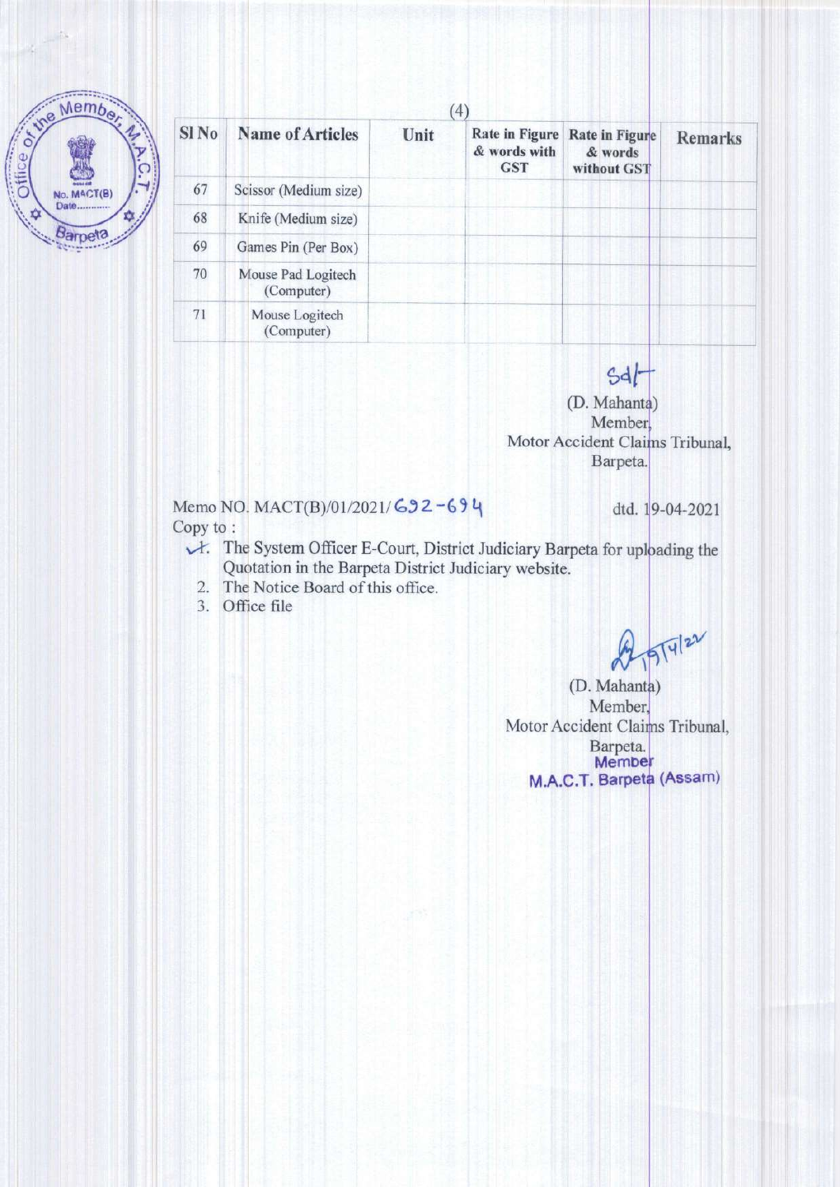| Sl No | Name of Articles | Unit | Rate in Figure & words with GST | Rate in Figure & words without GST | Remarks |
|---|---|---|---|---|---|
| 67 | Scissor (Medium size) | | | | |
| 68 | Knife (Medium size) | | | | |
| 69 | Games Pin (Per Box) | | | | |
| 70 | Mouse Pad Logitech (Computer) | | | | |
| 71 | Mouse Logitech (Computer) | | | | |

Sd/-

(D. Mahanta)
Member,
Motor Accident Claims Tribunal,
Barpeta.

Memo NO. MACT(B)/01/2021/692-694 dtd. 19-04-2021

Copy to :

1. The System Officer E-Court, District Judiciary Barpeta for uploading the Quotation in the Barpeta District Judiciary website.
2. The Notice Board of this office.
3. Office file

(D. Mahanta)
Member,
Motor Accident Claims Tribunal,
Barpeta.
Member
M.A.C.T. Barpeta (Assam)